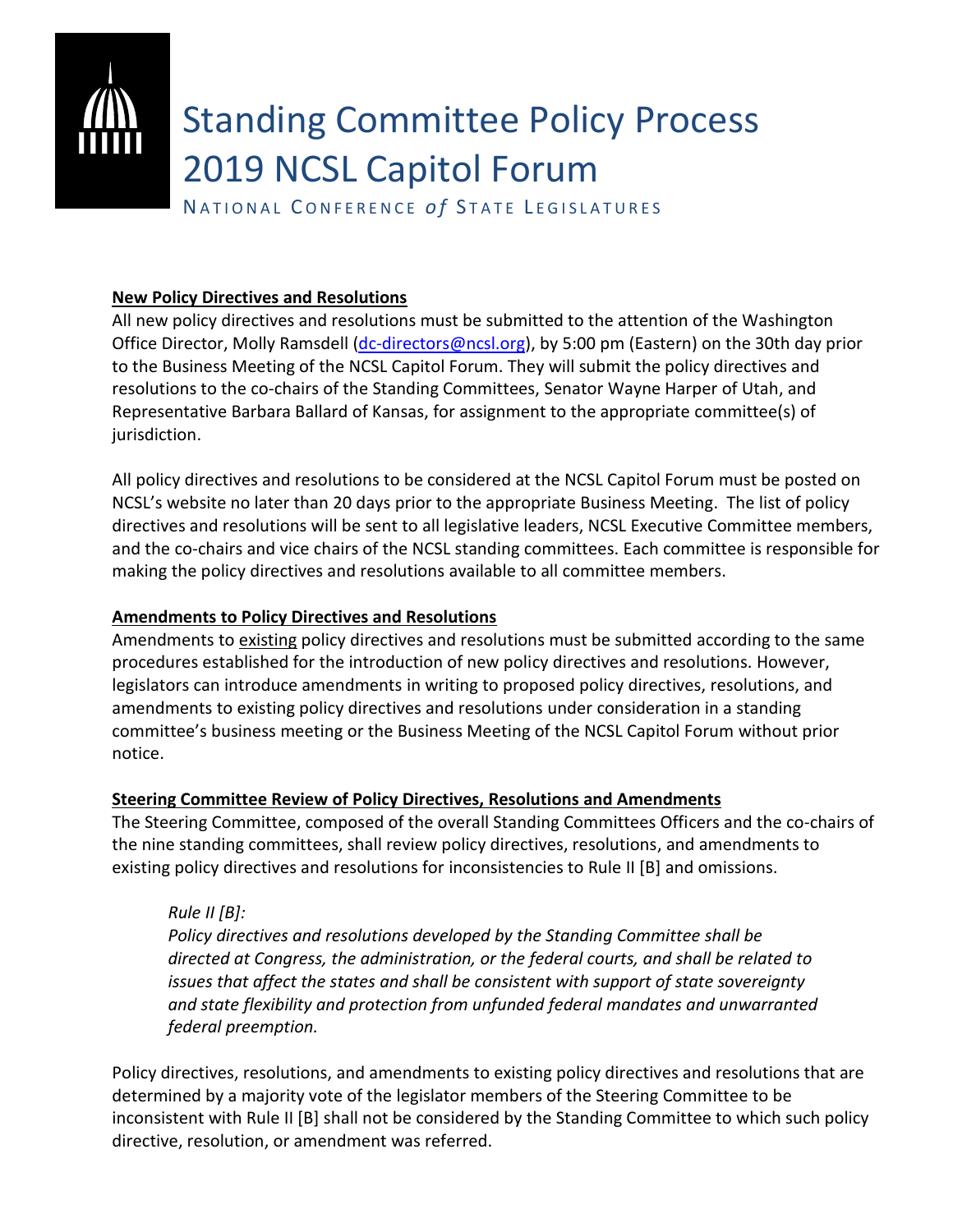# Standing Committee Policy Process 2019 NCSL Capitol Forum

NATIONAL CONFERENCE *of* STATE LEGISLATURES

**New Policy Directives and Resolutions**

All new policy directives and resolutions must be submitted to the attention of the Washington Office Director, Molly Ramsdell (dc-directors@ncsl.org), by 5:00 pm (Eastern) on the 30th day prior to the Business Meeting of the NCSL Capitol Forum. They will submit the policy directives and resolutions to the co-chairs of the Standing Committees, Senator Wayne Harper of Utah, and Representative Barbara Ballard of Kansas, for assignment to the appropriate committee(s) of jurisdiction.

All policy directives and resolutions to be considered at the NCSL Capitol Forum must be posted on NCSL's website no later than 20 days prior to the appropriate Business Meeting. The list of policy directives and resolutions will be sent to all legislative leaders, NCSL Executive Committee members, and the co-chairs and vice chairs of the NCSL standing committees. Each committee is responsible for making the policy directives and resolutions available to all committee members.

**Amendments to Policy Directives and Resolutions**

Amendments to existing policy directives and resolutions must be submitted according to the same procedures established for the introduction of new policy directives and resolutions. However, legislators can introduce amendments in writing to proposed policy directives, resolutions, and amendments to existing policy directives and resolutions under consideration in a standing committee's business meeting or the Business Meeting of the NCSL Capitol Forum without prior notice.

**Steering Committee Review of Policy Directives, Resolutions and Amendments**

The Steering Committee, composed of the overall Standing Committees Officers and the co-chairs of the nine standing committees, shall review policy directives, resolutions, and amendments to existing policy directives and resolutions for inconsistencies to Rule II [B] and omissions.

> *Rule II [B]:*
> *Policy directives and resolutions developed by the Standing Committee shall be directed at Congress, the administration, or the federal courts, and shall be related to issues that affect the states and shall be consistent with support of state sovereignty and state flexibility and protection from unfunded federal mandates and unwarranted federal preemption.*

Policy directives, resolutions, and amendments to existing policy directives and resolutions that are determined by a majority vote of the legislator members of the Steering Committee to be inconsistent with Rule II [B] shall not be considered by the Standing Committee to which such policy directive, resolution, or amendment was referred.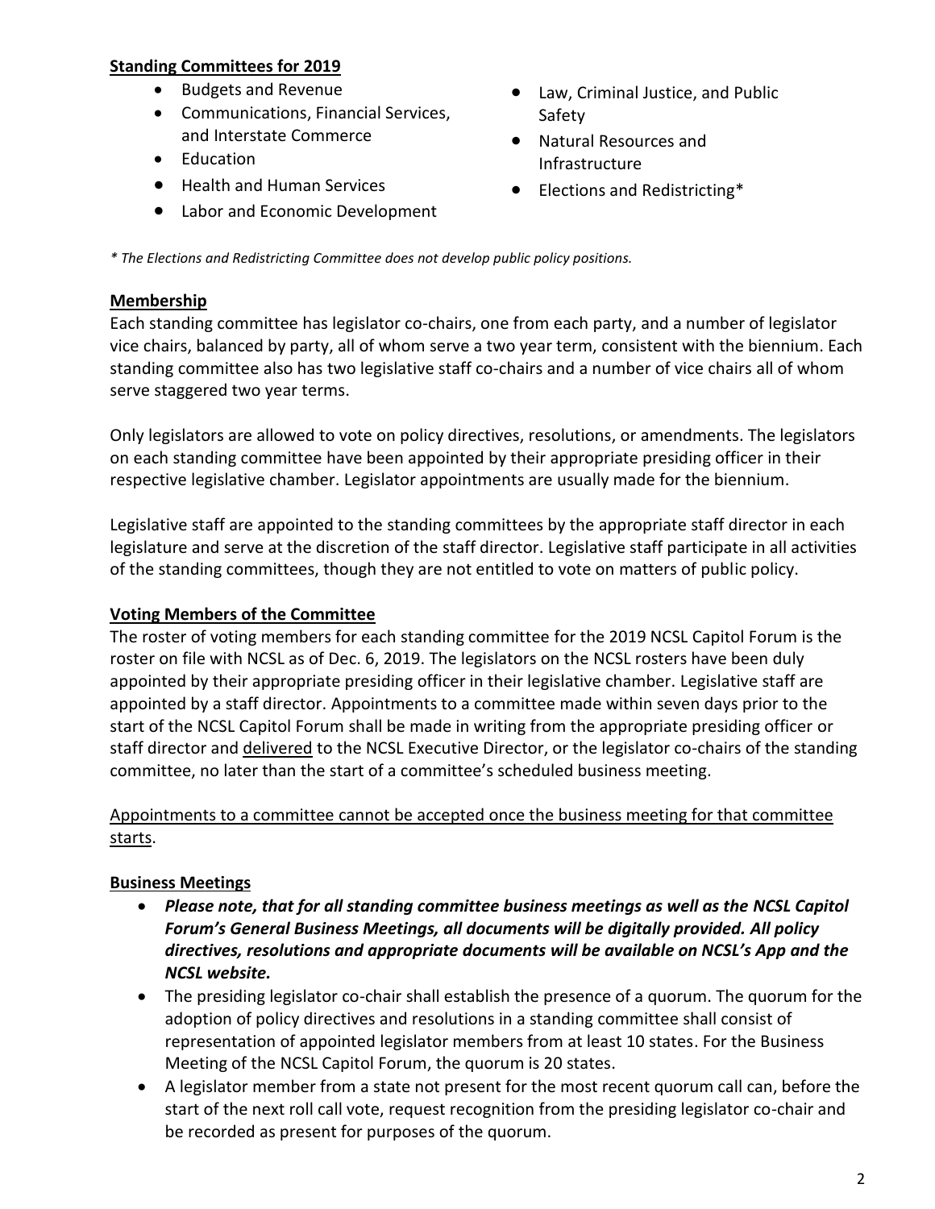**Standing Committees for 2019**

- Budgets and Revenue
- Communications, Financial Services, and Interstate Commerce
- Education
- Health and Human Services
- Labor and Economic Development
- Law, Criminal Justice, and Public Safety
- Natural Resources and Infrastructure
- Elections and Redistricting*

*\* The Elections and Redistricting Committee does not develop public policy positions.*

**Membership**

Each standing committee has legislator co-chairs, one from each party, and a number of legislator vice chairs, balanced by party, all of whom serve a two year term, consistent with the biennium. Each standing committee also has two legislative staff co-chairs and a number of vice chairs all of whom serve staggered two year terms.

Only legislators are allowed to vote on policy directives, resolutions, or amendments. The legislators on each standing committee have been appointed by their appropriate presiding officer in their respective legislative chamber. Legislator appointments are usually made for the biennium.

Legislative staff are appointed to the standing committees by the appropriate staff director in each legislature and serve at the discretion of the staff director. Legislative staff participate in all activities of the standing committees, though they are not entitled to vote on matters of public policy.

**Voting Members of the Committee**

The roster of voting members for each standing committee for the 2019 NCSL Capitol Forum is the roster on file with NCSL as of Dec. 6, 2019. The legislators on the NCSL rosters have been duly appointed by their appropriate presiding officer in their legislative chamber. Legislative staff are appointed by a staff director. Appointments to a committee made within seven days prior to the start of the NCSL Capitol Forum shall be made in writing from the appropriate presiding officer or staff director and delivered to the NCSL Executive Director, or the legislator co-chairs of the standing committee, no later than the start of a committee's scheduled business meeting.

Appointments to a committee cannot be accepted once the business meeting for that committee starts.

**Business Meetings**

- ***Please note, that for all standing committee business meetings as well as the NCSL Capitol Forum's General Business Meetings, all documents will be digitally provided. All policy directives, resolutions and appropriate documents will be available on NCSL's App and the NCSL website.***
- The presiding legislator co-chair shall establish the presence of a quorum. The quorum for the adoption of policy directives and resolutions in a standing committee shall consist of representation of appointed legislator members from at least 10 states. For the Business Meeting of the NCSL Capitol Forum, the quorum is 20 states.
- A legislator member from a state not present for the most recent quorum call can, before the start of the next roll call vote, request recognition from the presiding legislator co-chair and be recorded as present for purposes of the quorum.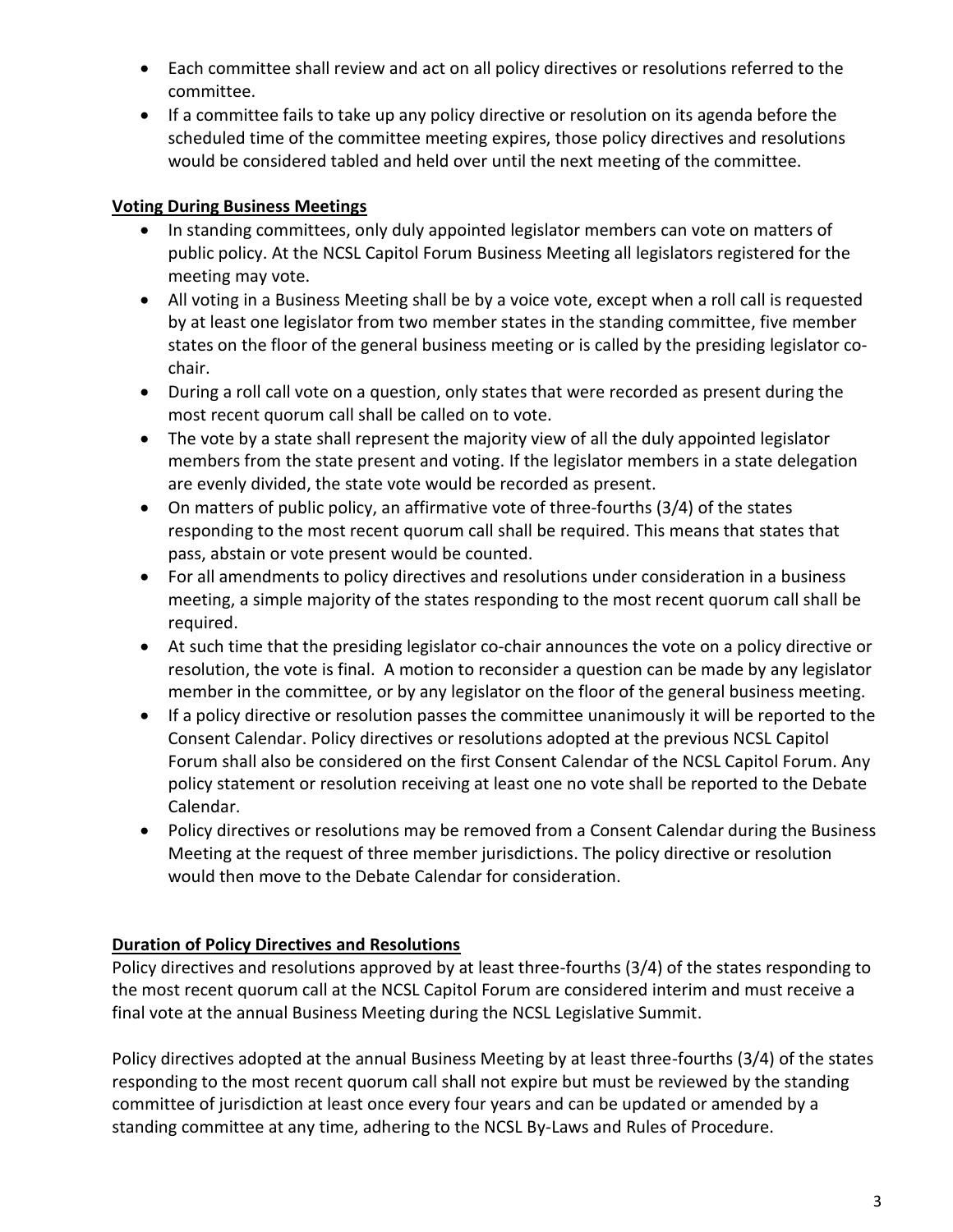- Each committee shall review and act on all policy directives or resolutions referred to the committee.
- If a committee fails to take up any policy directive or resolution on its agenda before the scheduled time of the committee meeting expires, those policy directives and resolutions would be considered tabled and held over until the next meeting of the committee.

**Voting During Business Meetings**

- In standing committees, only duly appointed legislator members can vote on matters of public policy. At the NCSL Capitol Forum Business Meeting all legislators registered for the meeting may vote.
- All voting in a Business Meeting shall be by a voice vote, except when a roll call is requested by at least one legislator from two member states in the standing committee, five member states on the floor of the general business meeting or is called by the presiding legislator co-chair.
- During a roll call vote on a question, only states that were recorded as present during the most recent quorum call shall be called on to vote.
- The vote by a state shall represent the majority view of all the duly appointed legislator members from the state present and voting. If the legislator members in a state delegation are evenly divided, the state vote would be recorded as present.
- On matters of public policy, an affirmative vote of three-fourths (3/4) of the states responding to the most recent quorum call shall be required. This means that states that pass, abstain or vote present would be counted.
- For all amendments to policy directives and resolutions under consideration in a business meeting, a simple majority of the states responding to the most recent quorum call shall be required.
- At such time that the presiding legislator co-chair announces the vote on a policy directive or resolution, the vote is final. A motion to reconsider a question can be made by any legislator member in the committee, or by any legislator on the floor of the general business meeting.
- If a policy directive or resolution passes the committee unanimously it will be reported to the Consent Calendar. Policy directives or resolutions adopted at the previous NCSL Capitol Forum shall also be considered on the first Consent Calendar of the NCSL Capitol Forum. Any policy statement or resolution receiving at least one no vote shall be reported to the Debate Calendar.
- Policy directives or resolutions may be removed from a Consent Calendar during the Business Meeting at the request of three member jurisdictions. The policy directive or resolution would then move to the Debate Calendar for consideration.

**Duration of Policy Directives and Resolutions**

Policy directives and resolutions approved by at least three-fourths (3/4) of the states responding to the most recent quorum call at the NCSL Capitol Forum are considered interim and must receive a final vote at the annual Business Meeting during the NCSL Legislative Summit.

Policy directives adopted at the annual Business Meeting by at least three-fourths (3/4) of the states responding to the most recent quorum call shall not expire but must be reviewed by the standing committee of jurisdiction at least once every four years and can be updated or amended by a standing committee at any time, adhering to the NCSL By-Laws and Rules of Procedure.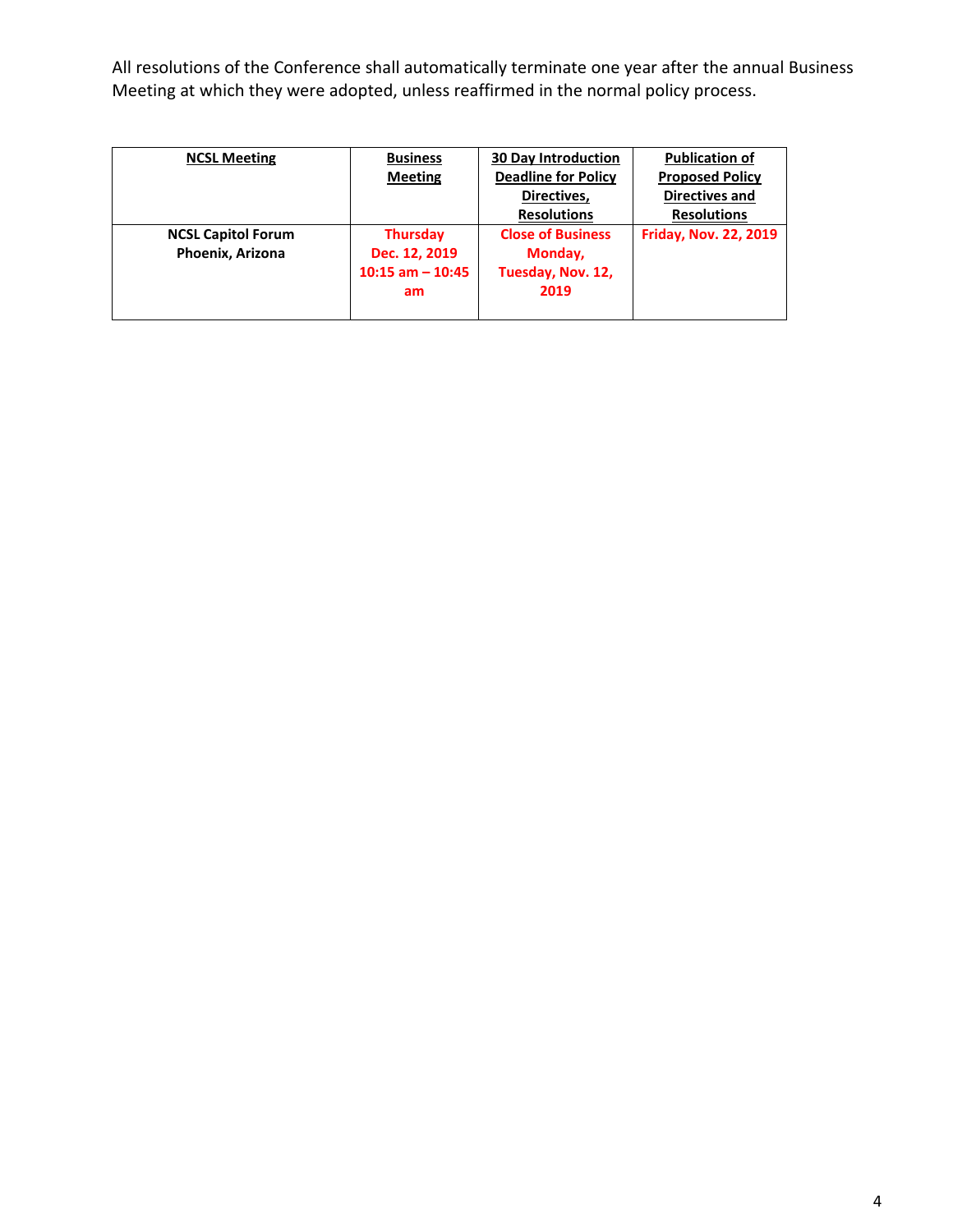All resolutions of the Conference shall automatically terminate one year after the annual Business Meeting at which they were adopted, unless reaffirmed in the normal policy process.

| NCSL Meeting | Business Meeting | 30 Day Introduction Deadline for Policy Directives, Resolutions | Publication of Proposed Policy Directives and Resolutions |
|---|---|---|---|
| **NCSL Capitol Forum Phoenix, Arizona** | **Thursday Dec. 12, 2019 10:15 am – 10:45 am** | **Close of Business Monday, Tuesday, Nov. 12, 2019** | **Friday, Nov. 22, 2019** |